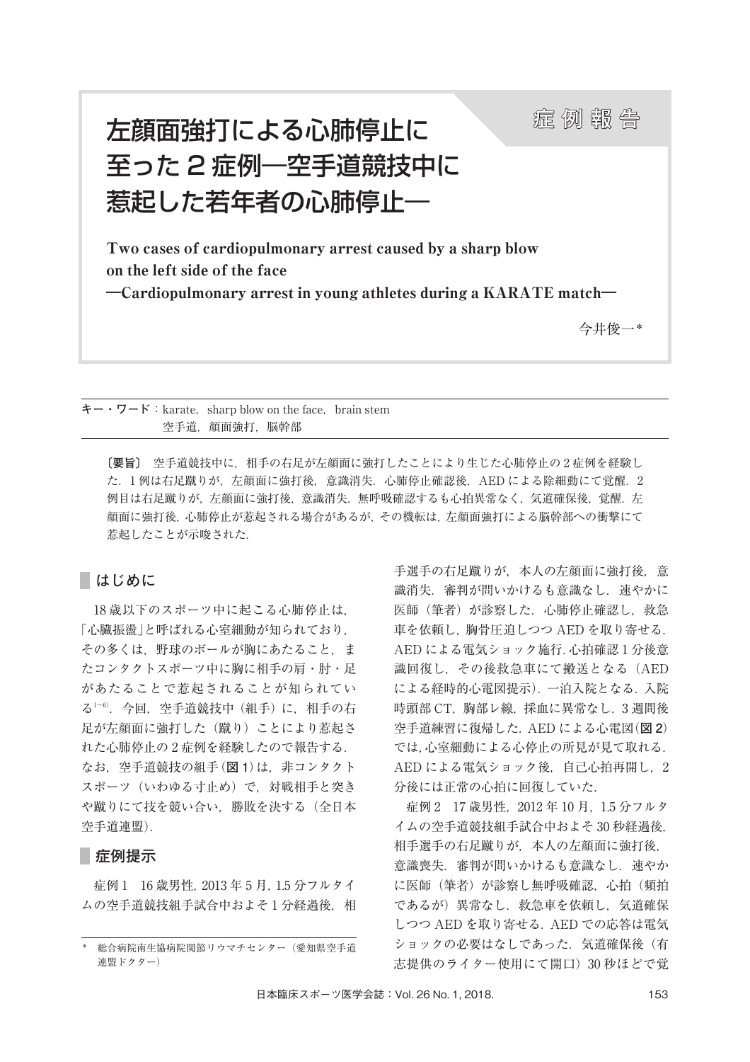症例報告

# 左顔面強打による心肺停止に至った２症例―空手道競技中に惹起した若年者の心肺停止―

**Two cases of cardiopulmonary arrest caused by a sharp blow on the left side of the face ―Cardiopulmonary arrest in young athletes during a KARATE match―**

今井俊一*

キー・ワード：karate，sharp blow on the face，brain stem
空手道，顔面強打，脳幹部

〔要旨〕 空手道競技中に，相手の右足が左顔面に強打したことにより生じた心肺停止の２症例を経験した．１例は右足蹴りが，左顔面に強打後，意識消失．心肺停止確認後，AED による除細動にて覚醒．２例目は右足蹴りが，左顔面に強打，意識消失．無呼吸確認するも心拍異常なく，気道確保後，覚醒．左顔面に強打後，心肺停止が惹起される場合があるが，その機転は，左顔面強打による脳幹部への衝撃にて惹起したことが示唆された．

## はじめに

18 歳以下のスポーツ中に起こる心肺停止は，「心臓振盪」と呼ばれる心室細動が知られており，その多くは，野球のボールが胸にあたること，またコンタクトスポーツ中に胸に相手の肩・肘・足があたることで惹起されることが知られている[1〜6]．今回，空手道競技中（組手）に，相手の右足が左顔面に強打した（蹴り）ことにより惹起された心肺停止の２症例を経験したので報告する．なお，空手道競技の組手（**図 1**）は，非コンタクトスポーツ（いわゆる寸止め）で，対戦相手と突きや蹴りにて技を競い合い，勝敗を決する（全日本空手道連盟）．

## 症例提示

症例１　16 歳男性，2013 年 5 月，1.5 分フルタイムの空手道競技組手試合中およそ 1 分経過後，相手選手の右足蹴りが，本人の左顔面に強打後，意識消失．審判が問いかけるも意識なし．速やかに医師（筆者）が診察した．心肺停止確認し，救急車を依頼し，胸骨圧迫しつつ AED を取り寄せる．AED による電気ショック施行．心拍確認 1 分後意識回復し，その後救急車にて搬送となる（AED による経時的心電図提示）．一泊入院となる．入院時頭部 CT，胸部レ線，採血に異常なし．3 週間後空手道練習に復帰した．AED による心電図（**図 2**）では，心室細動による心停止の所見が見て取れる．AED による電気ショック後，自己心拍再開し，2 分後には正常の心拍に回復していた．

症例２　17 歳男性，2012 年 10 月，1.5 分フルタイムの空手道競技組手試合中およそ 30 秒経過後，相手選手の右足蹴りが，本人の左顔面に強打後，意識喪失．審判が問いかけるも意識なし．速やかに医師（筆者）が診察し無呼吸確認，心拍（頻拍であるが）異常なし．救急車を依頼し，気道確保しつつ AED を取り寄せる．AED での応答は電気ショックの必要はなしであった．気道確保後（有志提供のライター使用にて開口）30 秒ほどで覚

* 総合病院南生協病院関節リウマチセンター（愛知県空手道連盟ドクター）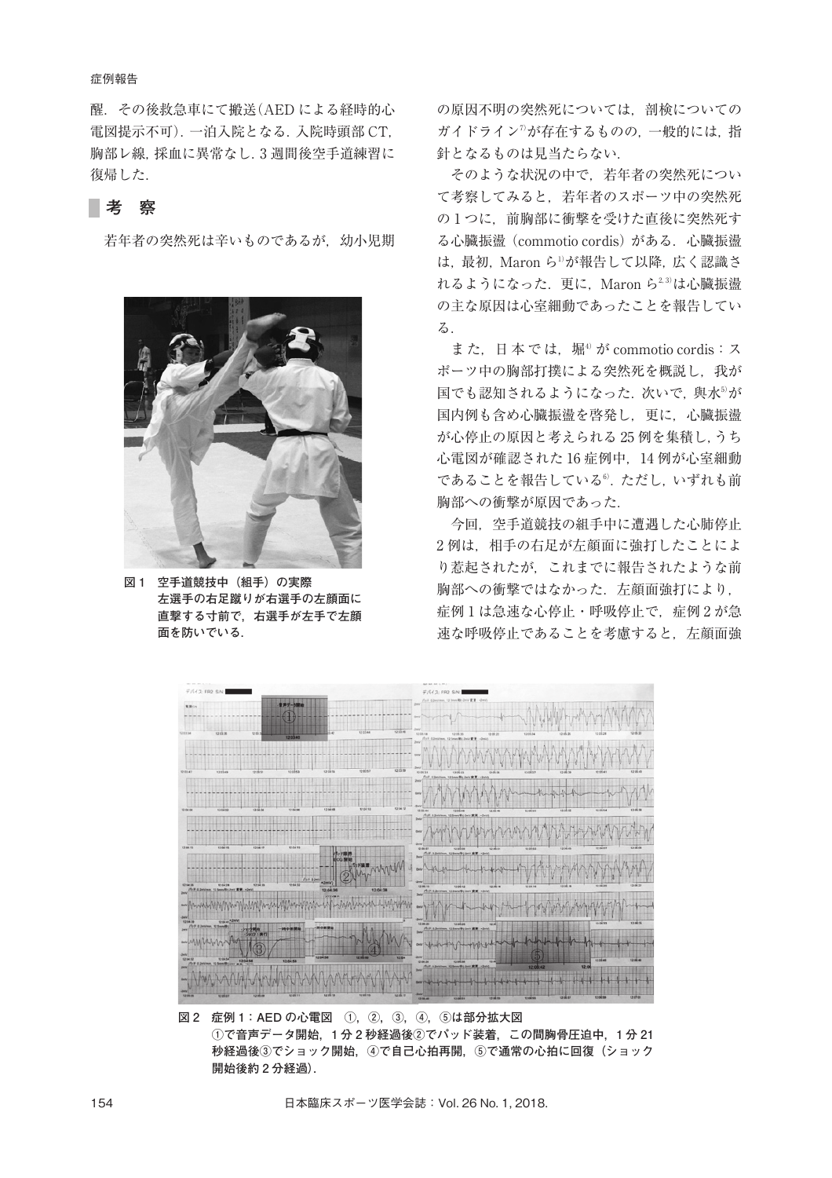醒．その後救急車にて搬送（AEDによる経時的心電図提示不可）．一泊入院となる．入院時頭部CT，胸部レ線，採血に異常なし．3週間後空手道練習に復帰した．

## 考　察

若年者の突然死は辛いものであるが，幼小児期の原因不明の突然死については，剖検についてのガイドライン[7]が存在するものの，一般的には，指針となるものは見当たらない．

そのような状況の中で，若年者の突然死について考察してみると，若年者のスポーツ中の突然死の1つに，前胸部に衝撃を受けた直後に突然死する心臓振盪（commotio cordis）がある．心臓振盪は，最初，Maron ら[1]が報告して以降，広く認識されるようになった．更に，Maron ら[2,3]は心臓振盪の主な原因は心室細動であったことを報告している．

また，日本では，堀[4]が commotio cordis：スポーツ中の胸部打撲による突然死を概説し，我が国でも認知されるようになった．次いで，輿水[5]が国内例も含め心臓振盪を啓発し，更に，心臓振盪が心停止の原因と考えられる25例を集積し，うち心電図が確認された16症例中，14例が心室細動であることを報告している[6]．ただし，いずれも前胸部への衝撃が原因であった．

今回，空手道競技の組手中に遭遇した心肺停止2例は，相手の右足が左顔面に強打したことにより惹起されたが，これまでに報告されたような前胸部への衝撃ではなかった．左顔面強打により，症例1は急速な心停止・呼吸停止で，症例2が急速な呼吸停止であることを考慮すると，左顔面強

図1　空手道競技中（組手）の実際
左選手の右足蹴りが右選手の左顔面に直撃する寸前で，右選手が左手で左顔面を防いでいる．

図2　症例1：AEDの心電図　①，②，③，④，⑤は部分拡大図
①で音声データ開始，1分2秒経過後②でパッド装着，この間胸骨圧迫中，1分21秒経過後③でショック開始，④で自己心拍再開，⑤で通常の心拍に回復（ショック開始後約2分経過）．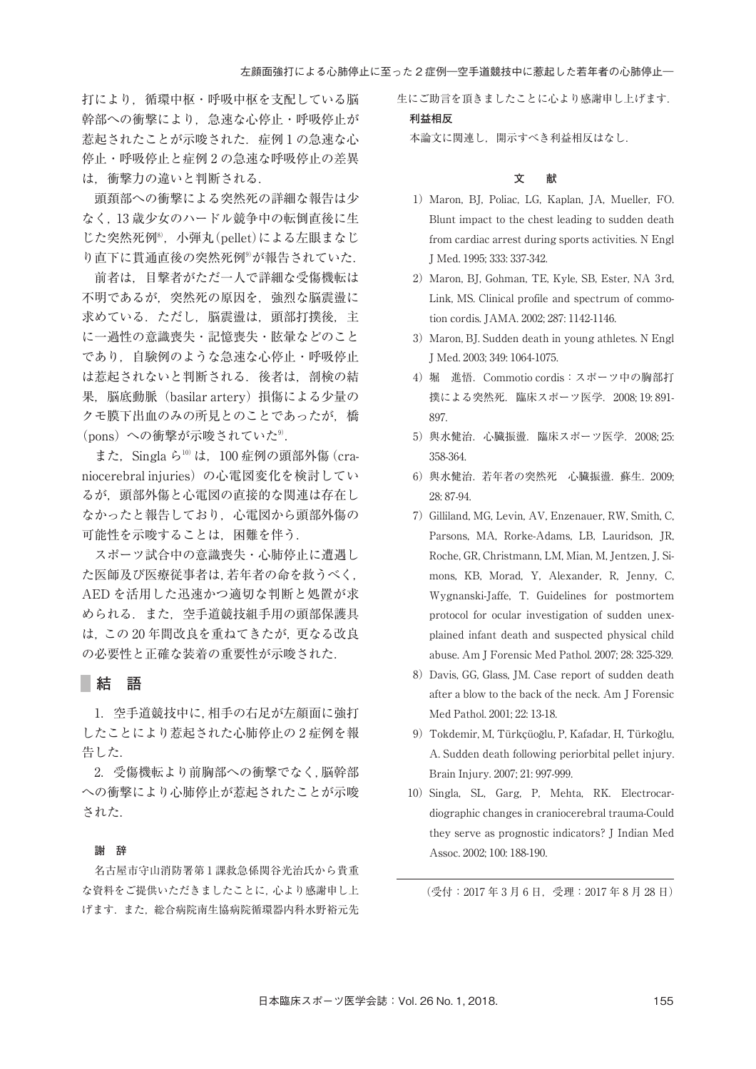打により，循環中枢・呼吸中枢を支配している脳幹部への衝撃により，急速な心停止・呼吸停止が惹起されたことが示唆された．症例 1 の急速な心停止・呼吸停止と症例 2 の急速な呼吸停止の差異は，衝撃力の違いと判断される．

頭頚部への衝撃による突然死の詳細な報告は少なく，13 歳少女のハードル競争中の転倒直後に生じた突然死例[8]，小弾丸（pellet）による左眼まなじり直下に貫通直後の突然死例[9]が報告されていた．

前者は，目撃者がただ一人で詳細な受傷機転は不明であるが，突然死の原因を，強烈な脳震盪に求めている．ただし，脳震盪は，頭部打撲後，主に一過性の意識喪失・記憶喪失・眩暈などのことであり，自験例のような急速な心停止・呼吸停止は惹起されないと判断される．後者は，剖検の結果，脳底動脈（basilar artery）損傷による少量のクモ膜下出血のみの所見とのことであったが，橋（pons）への衝撃が示唆されていた[9]．

また，Singla ら[10] は，100 症例の頭部外傷（craniocerebral injuries）の心電図変化を検討しているが，頭部外傷と心電図の直接的な関連は存在しなかったと報告しており，心電図から頭部外傷の可能性を示唆することは，困難を伴う．

スポーツ試合中の意識喪失・心肺停止に遭遇した医師及び医療従事者は，若年者の命を救うべく，AED を活用した迅速かつ適切な判断と処置が求められる．また，空手道競技組手用の頭部保護具は，この 20 年間改良を重ねてきたが，更なる改良の必要性と正確な装着の重要性が示唆された．

## 結　語

1．空手道競技中に，相手の右足が左顔面に強打したことにより惹起された心肺停止の 2 症例を報告した．

2．受傷機転より前胸部への衝撃でなく，脳幹部への衝撃により心肺停止が惹起されたことが示唆された．

### 謝　辞

名古屋市守山消防署第 1 課救急係関谷光治氏から貴重な資料をご提供いただきましたことに，心より感謝申し上げます．また，総合病院南生協病院循環器内科水野裕元先生にご助言を頂きましたことに心より感謝申し上げます．

### 利益相反

本論文に関連し，開示すべき利益相反はなし．

### 文　献

1) Maron, BJ, Poliac, LG, Kaplan, JA, Mueller, FO. Blunt impact to the chest leading to sudden death from cardiac arrest during sports activities. N Engl J Med. 1995; 333: 337-342.
2) Maron, BJ, Gohman, TE, Kyle, SB, Ester, NA 3rd, Link, MS. Clinical profile and spectrum of commotion cordis. JAMA. 2002; 287: 1142-1146.
3) Maron, BJ. Sudden death in young athletes. N Engl J Med. 2003; 349: 1064-1075.
4) 堀　進悟．Commotio cordis：スポーツ中の胸部打撲による突然死．臨床スポーツ医学．2008; 19: 891-897.
5) 輿水健治．心臓振盪．臨床スポーツ医学．2008; 25: 358-364.
6) 輿水健治．若年者の突然死　心臓振盪．蘇生．2009; 28: 87-94.
7) Gilliland, MG, Levin, AV, Enzenauer, RW, Smith, C, Parsons, MA, Rorke-Adams, LB, Lauridson, JR, Roche, GR, Christmann, LM, Mian, M, Jentzen, J, Simons, KB, Morad, Y, Alexander, R, Jenny, C, Wygnanski-Jaffe, T. Guidelines for postmortem protocol for ocular investigation of sudden unexplained infant death and suspected physical child abuse. Am J Forensic Med Pathol. 2007; 28: 325-329.
8) Davis, GG, Glass, JM. Case report of sudden death after a blow to the back of the neck. Am J Forensic Med Pathol. 2001; 22: 13-18.
9) Tokdemir, M, Türkçüoğlu, P, Kafadar, H, Türkoğlu, A. Sudden death following periorbital pellet injury. Brain Injury. 2007; 21: 997-999.
10) Singla, SL, Garg, P, Mehta, RK. Electrocardiographic changes in craniocerebral trauma-Could they serve as prognostic indicators? J Indian Med Assoc. 2002; 100: 188-190.

（受付：2017 年 3 月 6 日，受理：2017 年 8 月 28 日）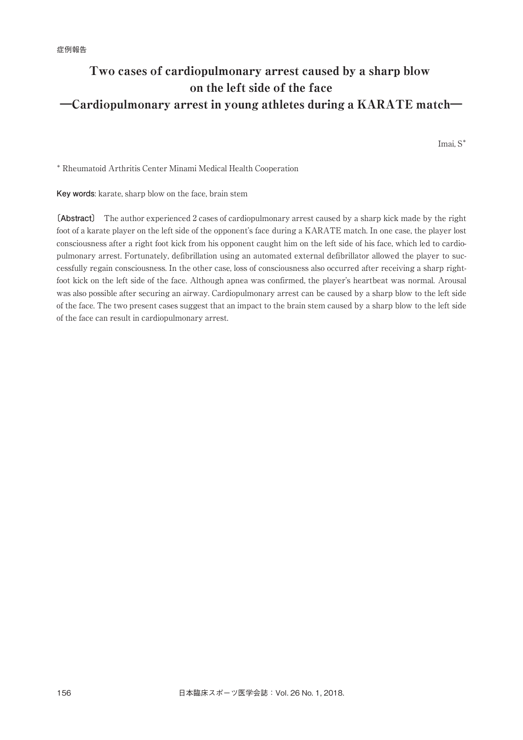症例報告

# Two cases of cardiopulmonary arrest caused by a sharp blow on the left side of the face
## —Cardiopulmonary arrest in young athletes during a KARATE match—

Imai, S*

* Rheumatoid Arthritis Center Minami Medical Health Cooperation

**Key words**: karate, sharp blow on the face, brain stem

**〔Abstract〕** The author experienced 2 cases of cardiopulmonary arrest caused by a sharp kick made by the right foot of a karate player on the left side of the opponent's face during a KARATE match. In one case, the player lost consciousness after a right foot kick from his opponent caught him on the left side of his face, which led to cardiopulmonary arrest. Fortunately, defibrillation using an automated external defibrillator allowed the player to successfully regain consciousness. In the other case, loss of consciousness also occurred after receiving a sharp right-foot kick on the left side of the face. Although apnea was confirmed, the player's heartbeat was normal. Arousal was also possible after securing an airway. Cardiopulmonary arrest can be caused by a sharp blow to the left side of the face. The two present cases suggest that an impact to the brain stem caused by a sharp blow to the left side of the face can result in cardiopulmonary arrest.